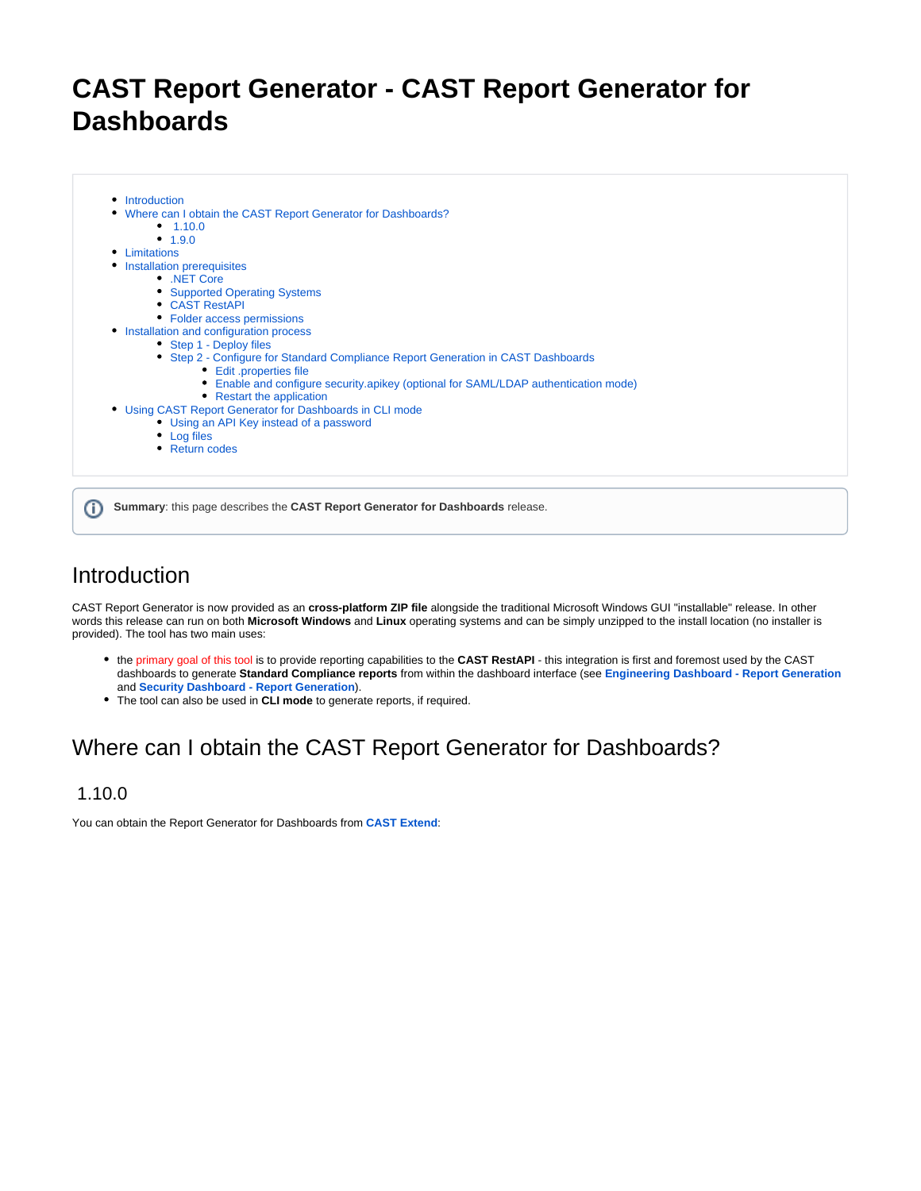# CAST Report Generator - CAST Report Generator for Dashboards

- Introduction
- Where can I obtain the CAST Report Generator for Dashboards?
  - 1.10.0
  - 1.9.0
- Limitations
- Installation prerequisites
  - .NET Core
  - Supported Operating Systems
  - CAST RestAPI
  - Folder access permissions
- Installation and configuration process
  - Step 1 - Deploy files
  - Step 2 - Configure for Standard Compliance Report Generation in CAST Dashboards
    - Edit .properties file
    - Enable and configure security.apikey (optional for SAML/LDAP authentication mode)
    - Restart the application
- Using CAST Report Generator for Dashboards in CLI mode
  - Using an API Key instead of a password
  - Log files
  - Return codes

**Summary**: this page describes the **CAST Report Generator for Dashboards** release.

## Introduction

CAST Report Generator is now provided as an **cross-platform ZIP file** alongside the traditional Microsoft Windows GUI "installable" release. In other words this release can run on both **Microsoft Windows** and **Linux** operating systems and can be simply unzipped to the install location (no installer is provided). The tool has two main uses:

- the primary goal of this tool is to provide reporting capabilities to the **CAST RestAPI** - this integration is first and foremost used by the CAST dashboards to generate **Standard Compliance reports** from within the dashboard interface (see **Engineering Dashboard - Report Generation** and **Security Dashboard - Report Generation**).
- The tool can also be used in **CLI mode** to generate reports, if required.

## Where can I obtain the CAST Report Generator for Dashboards?

### 1.10.0

You can obtain the Report Generator for Dashboards from **CAST Extend**: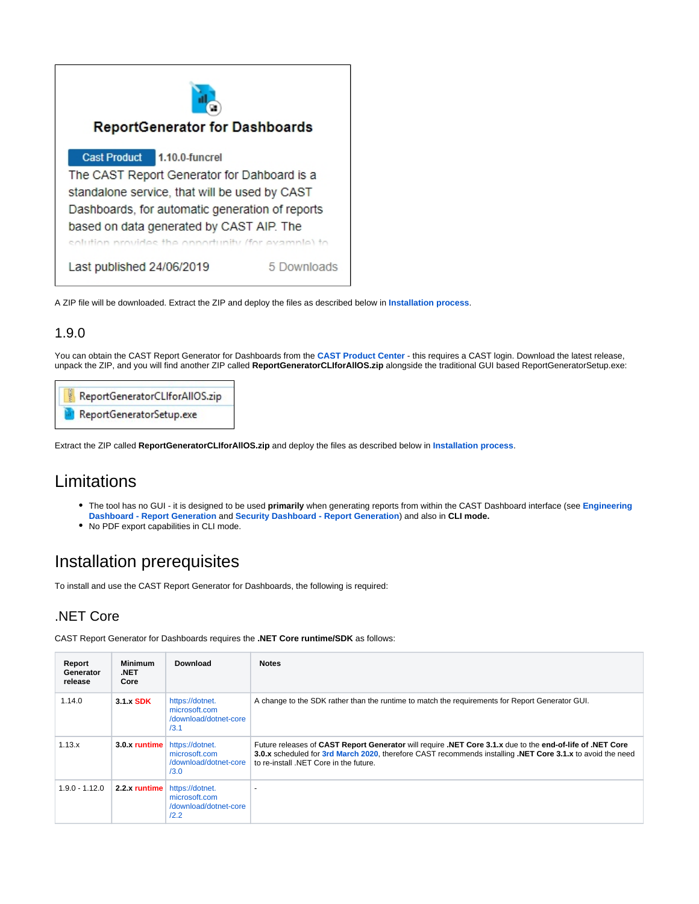A ZIP file will be downloaded. Extract the ZIP and deploy the files as described below in **Installation process**.

## 1.9.0

You can obtain the CAST Report Generator for Dashboards from the **CAST Product Center** - this requires a CAST login. Download the latest release, unpack the ZIP, and you will find another ZIP called **ReportGeneratorCLIforAllOS.zip** alongside the traditional GUI based ReportGeneratorSetup.exe:

Extract the ZIP called **ReportGeneratorCLIforAllOS.zip** and deploy the files as described below in **Installation process**.

# Limitations

- The tool has no GUI - it is designed to be used **primarily** when generating reports from within the CAST Dashboard interface (see **Engineering Dashboard - Report Generation** and **Security Dashboard - Report Generation**) and also in **CLI mode.**
- No PDF export capabilities in CLI mode.

# Installation prerequisites

To install and use the CAST Report Generator for Dashboards, the following is required:

## .NET Core

CAST Report Generator for Dashboards requires the **.NET Core runtime/SDK** as follows:

| Report Generator release | Minimum .NET Core | Download | Notes |
|---|---|---|---|
| 1.14.0 | **3.1.x** SDK | https://dotnet.microsoft.com/download/dotnet-core/3.1 | A change to the SDK rather than the runtime to match the requirements for Report Generator GUI. |
| 1.13.x | **3.0.x** runtime | https://dotnet.microsoft.com/download/dotnet-core/3.0 | Future releases of **CAST Report Generator** will require **.NET Core 3.1.x** due to the **end-of-life of .NET Core 3.0.x** scheduled for **3rd March 2020**, therefore CAST recommends installing **.NET Core 3.1.x** to avoid the need to re-install .NET Core in the future. |
| 1.9.0 - 1.12.0 | **2.2.x** runtime | https://dotnet.microsoft.com/download/dotnet-core/2.2 | - |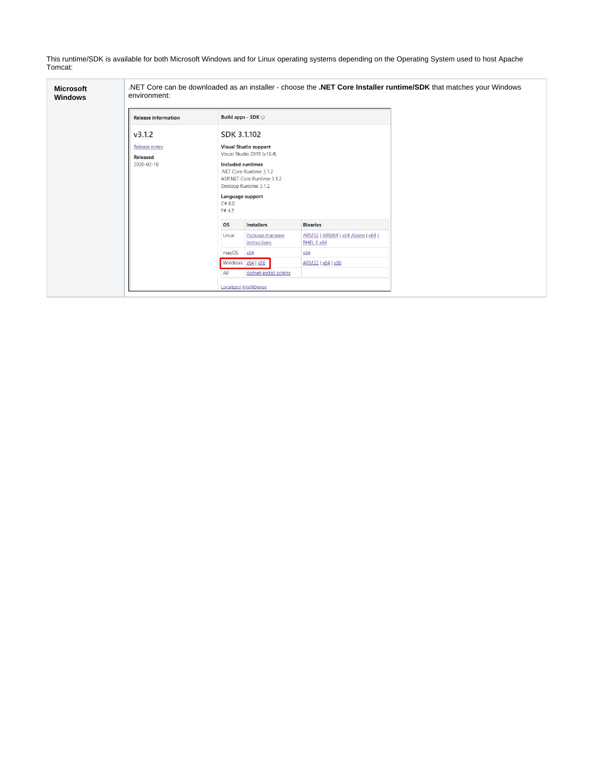This runtime/SDK is available for both Microsoft Windows and for Linux operating systems depending on the Operating System used to host Apache Tomcat:

| | |
|---|---|
| **Microsoft Windows** | .NET Core can be downloaded as an installer - choose the **.NET Core Installer runtime/SDK** that matches your Windows environment: |

| Release information | Build apps - SDK | | |
|---|---|---|---|
| v3.1.2 | SDK 3.1.102 | | |
| Release notes | Visual Studio support | | |
| Released | Visual Studio 2019 (v16.4) | | |
| 2020-02-18 | Included runtimes | | |
| | .NET Core Runtime 3.1.2 | | |
| | ASP.NET Core Runtime 3.1.2 | | |
| | Desktop Runtime 3.1.2 | | |
| | Language support | | |
| | C# 8.0 | | |
| | F# 4.7 | | |

| OS | Installers | Binaries |
|---|---|---|
| Linux | Package manager instructions | ARM32 \| ARM64 \| x64 Alpine \| x64 \| RHEL 6 x64 |
| macOS | x64 | x64 |
| Windows | x64 \| x86 | ARM32 \| x64 \| x86 |
| All | dotnet-install scripts | |

Localized IntelliSense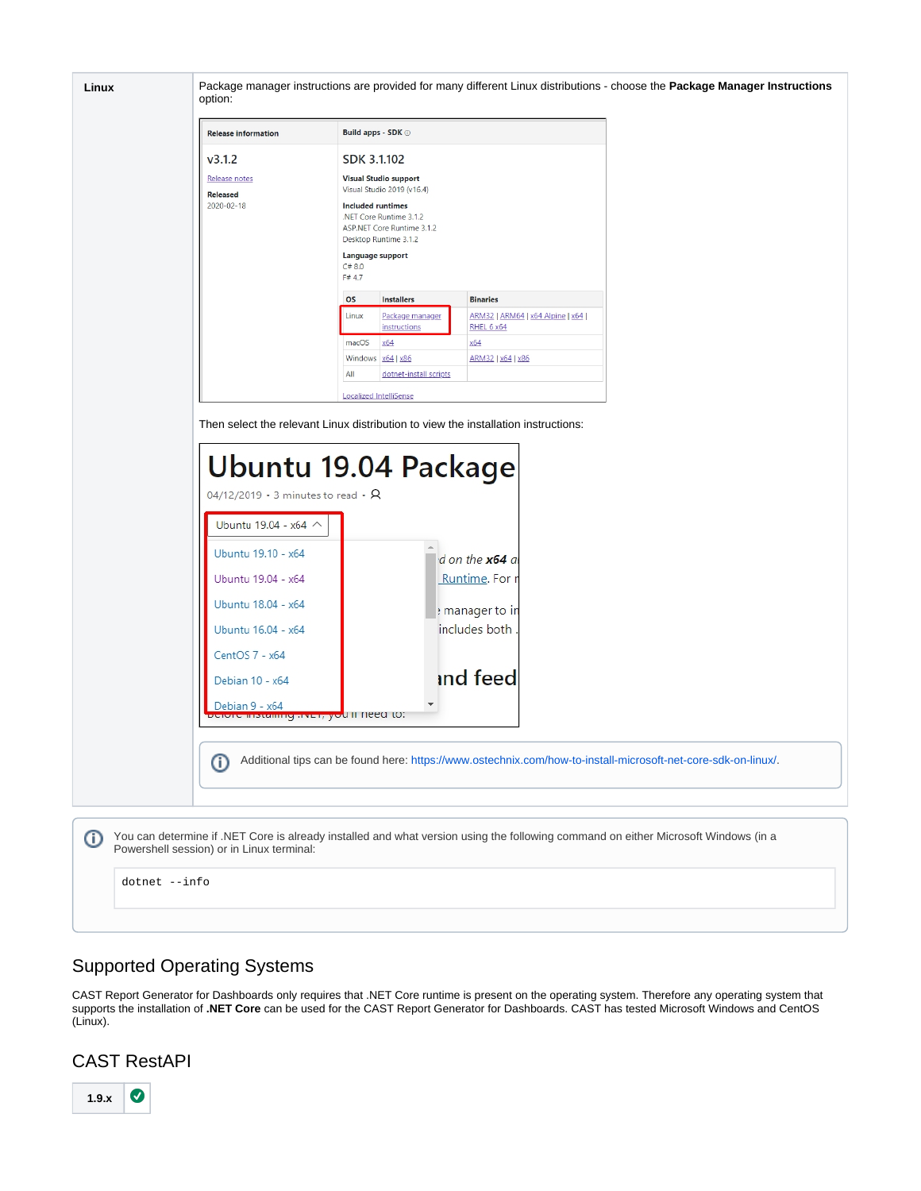| | |
|---|---|
| **Linux** | Package manager instructions are provided for many different Linux distributions - choose the **Package Manager Instructions** option: Then select the relevant Linux distribution to view the installation instructions: Additional tips can be found here: https://www.ostechnix.com/how-to-install-microsoft-net-core-sdk-on-linux/. |

You can determine if .NET Core is already installed and what version using the following command on either Microsoft Windows (in a Powershell session) or in Linux terminal:

```
dotnet --info
```

## Supported Operating Systems

CAST Report Generator for Dashboards only requires that .NET Core runtime is present on the operating system. Therefore any operating system that supports the installation of **.NET Core** can be used for the CAST Report Generator for Dashboards. CAST has tested Microsoft Windows and CentOS (Linux).

## CAST RestAPI

| | |
|---|---|
| **1.9.x** | ✅ |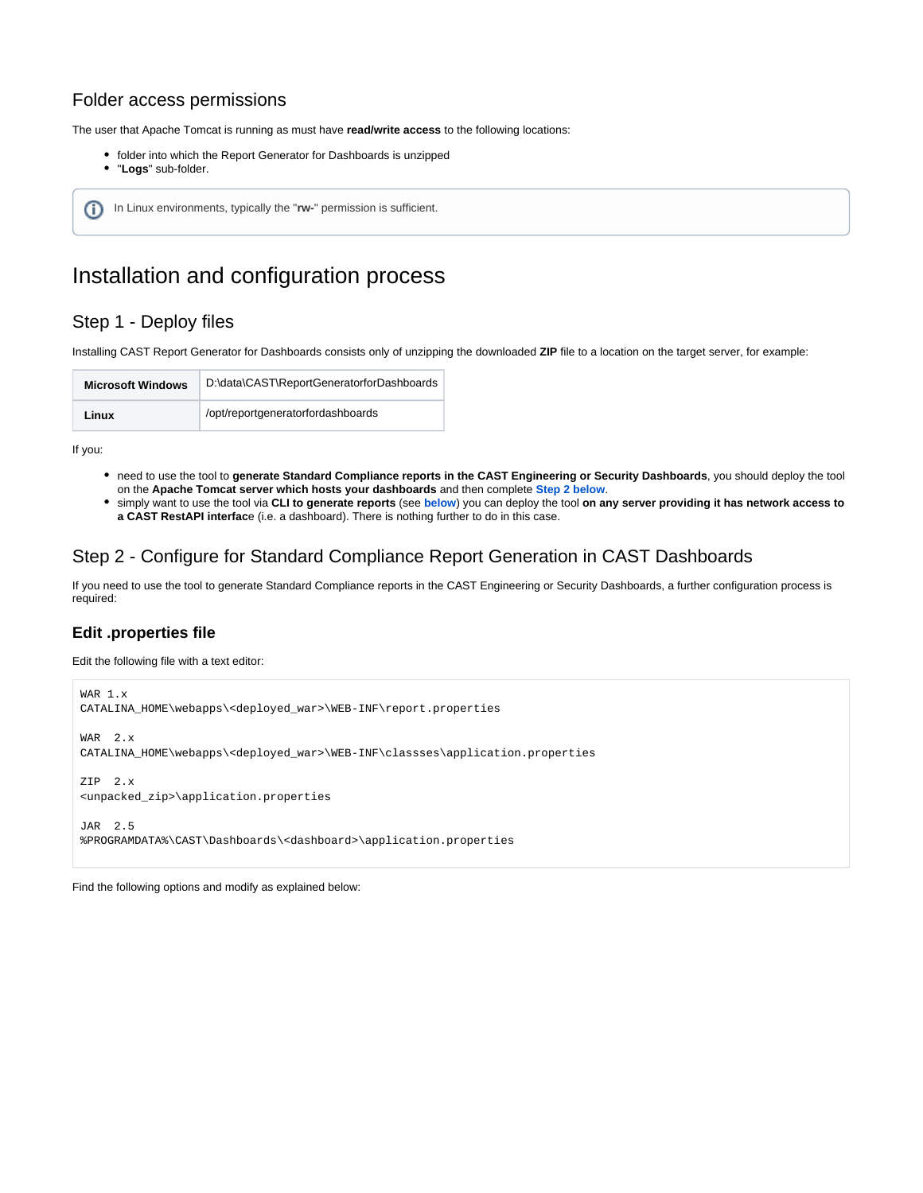### Folder access permissions

The user that Apache Tomcat is running as must have **read/write access** to the following locations:

- folder into which the Report Generator for Dashboards is unzipped
- "**Logs**" sub-folder.

> In Linux environments, typically the "**rw-**" permission is sufficient.

## Installation and configuration process

### Step 1 - Deploy files

Installing CAST Report Generator for Dashboards consists only of unzipping the downloaded **ZIP** file to a location on the target server, for example:

| | |
|---|---|
| **Microsoft Windows** | D:\data\CAST\ReportGeneratorforDashboards |
| **Linux** | /opt/reportgeneratorfordashboards |

If you:

- need to use the tool to **generate Standard Compliance reports in the CAST Engineering or Security Dashboards**, you should deploy the tool on the **Apache Tomcat server which hosts your dashboards** and then complete **Step 2 below**.
- simply want to use the tool via **CLI to generate reports** (see **below**) you can deploy the tool **on any server providing it has network access to a CAST RestAPI interface** (i.e. a dashboard). There is nothing further to do in this case.

### Step 2 - Configure for Standard Compliance Report Generation in CAST Dashboards

If you need to use the tool to generate Standard Compliance reports in the CAST Engineering or Security Dashboards, a further configuration process is required:

#### Edit .properties file

Edit the following file with a text editor:

```
WAR 1.x
CATALINA_HOME\webapps\<deployed_war>\WEB-INF\report.properties

WAR  2.x
CATALINA_HOME\webapps\<deployed_war>\WEB-INF\classses\application.properties

ZIP  2.x
<unpacked_zip>\application.properties

JAR  2.5
%PROGRAMDATA%\CAST\Dashboards\<dashboard>\application.properties
```

Find the following options and modify as explained below: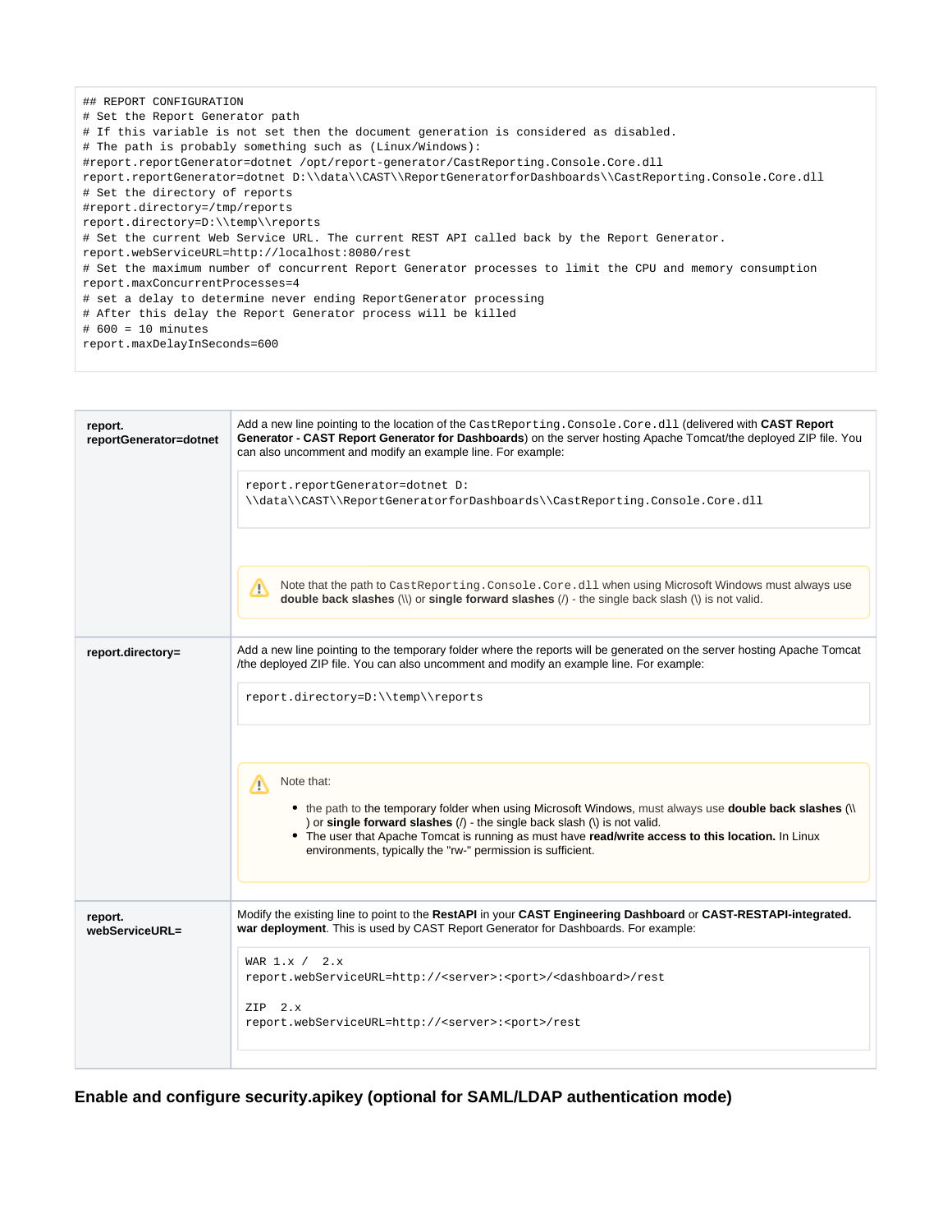```
## REPORT CONFIGURATION
# Set the Report Generator path
# If this variable is not set then the document generation is considered as disabled.
# The path is probably something such as (Linux/Windows):
#report.reportGenerator=dotnet /opt/report-generator/CastReporting.Console.Core.dll
report.reportGenerator=dotnet D:\\data\\CAST\\ReportGeneratorforDashboards\\CastReporting.Console.Core.dll
# Set the directory of reports
#report.directory=/tmp/reports
report.directory=D:\\temp\\reports
# Set the current Web Service URL. The current REST API called back by the Report Generator.
report.webServiceURL=http://localhost:8080/rest
# Set the maximum number of concurrent Report Generator processes to limit the CPU and memory consumption
report.maxConcurrentProcesses=4
# set a delay to determine never ending ReportGenerator processing
# After this delay the Report Generator process will be killed
# 600 = 10 minutes
report.maxDelayInSeconds=600
```

| | |
|---|---|
| **report.reportGenerator=dotnet** | Add a new line pointing to the location of the `CastReporting.Console.Core.dll` (delivered with **CAST Report Generator - CAST Report Generator for Dashboards**) on the server hosting Apache Tomcat/the deployed ZIP file. You can also uncomment and modify an example line. For example:<br><br>`report.reportGenerator=dotnet D:\\data\\CAST\\ReportGeneratorforDashboards\\CastReporting.Console.Core.dll`<br><br>Note that the path to `CastReporting.Console.Core.dll` when using Microsoft Windows must always use **double back slashes** (\\) or **single forward slashes** (/) - the single back slash (\) is not valid. |
| **report.directory=** | Add a new line pointing to the temporary folder where the reports will be generated on the server hosting Apache Tomcat /the deployed ZIP file. You can also uncomment and modify an example line. For example:<br><br>`report.directory=D:\\temp\\reports`<br><br>Note that:<br>• the path to the temporary folder when using Microsoft Windows, must always use **double back slashes** (\\) or **single forward slashes** (/) - the single back slash (\) is not valid.<br>• The user that Apache Tomcat is running as must have **read/write access to this location.** In Linux environments, typically the "rw-" permission is sufficient. |
| **report.webServiceURL=** | Modify the existing line to point to the **RestAPI** in your **CAST Engineering Dashboard** or **CAST-RESTAPI-integrated.war deployment**. This is used by CAST Report Generator for Dashboards. For example:<br><br>`WAR 1.x / 2.x`<br>`report.webServiceURL=http://<server>:<port>/<dashboard>/rest`<br><br>`ZIP 2.x`<br>`report.webServiceURL=http://<server>:<port>/rest` |

### Enable and configure security.apikey (optional for SAML/LDAP authentication mode)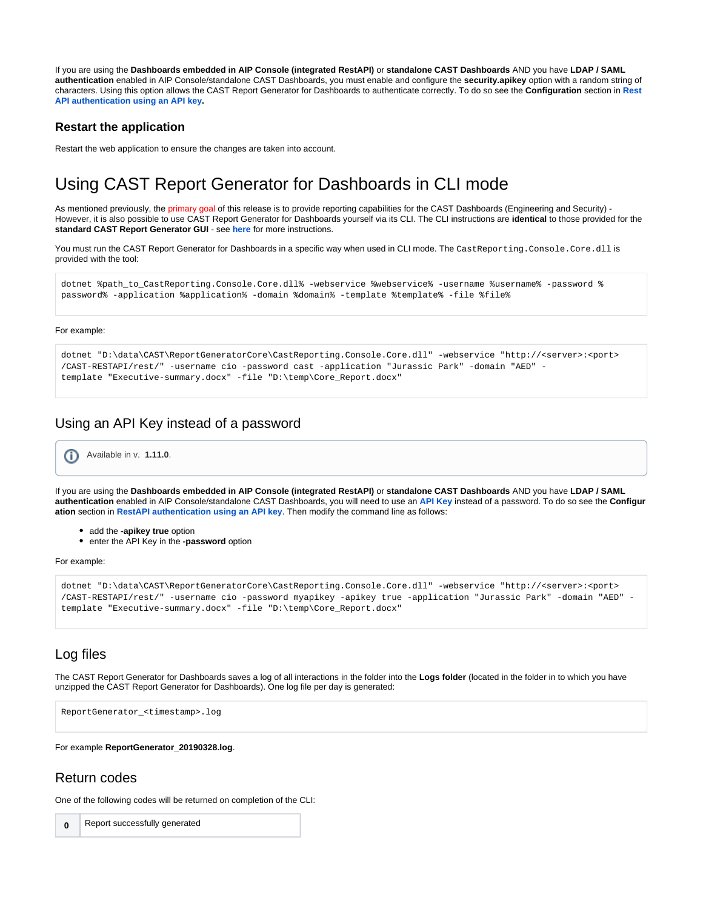If you are using the **Dashboards embedded in AIP Console (integrated RestAPI)** or **standalone CAST Dashboards** AND you have **LDAP / SAML authentication** enabled in AIP Console/standalone CAST Dashboards, you must enable and configure the **security.apikey** option with a random string of characters. Using this option allows the CAST Report Generator for Dashboards to authenticate correctly. To do so see the **Configuration** section in **Rest API authentication using an API key**.

### Restart the application

Restart the web application to ensure the changes are taken into account.

# Using CAST Report Generator for Dashboards in CLI mode

As mentioned previously, the primary goal of this release is to provide reporting capabilities for the CAST Dashboards (Engineering and Security) - However, it is also possible to use CAST Report Generator for Dashboards yourself via its CLI. The CLI instructions are **identical** to those provided for the **standard CAST Report Generator GUI** - see **here** for more instructions.

You must run the CAST Report Generator for Dashboards in a specific way when used in CLI mode. The `CastReporting.Console.Core.dll` is provided with the tool:

```
dotnet %path_to_CastReporting.Console.Core.dll% -webservice %webservice% -username %username% -password %
password% -application %application% -domain %domain% -template %template% -file %file%
```

For example:

```
dotnet "D:\data\CAST\ReportGeneratorCore\CastReporting.Console.Core.dll" -webservice "http://<server>:<port>
/CAST-RESTAPI/rest/" -username cio -password cast -application "Jurassic Park" -domain "AED" -
template "Executive-summary.docx" -file "D:\temp\Core_Report.docx"
```

## Using an API Key instead of a password

Available in v. **1.11.0**.

If you are using the **Dashboards embedded in AIP Console (integrated RestAPI)** or **standalone CAST Dashboards** AND you have **LDAP / SAML authentication** enabled in AIP Console/standalone CAST Dashboards, you will need to use an **API Key** instead of a password. To do so see the **Configuration** section in **RestAPI authentication using an API key**. Then modify the command line as follows:

- add the **-apikey true** option
- enter the API Key in the **-password** option

For example:

```
dotnet "D:\data\CAST\ReportGeneratorCore\CastReporting.Console.Core.dll" -webservice "http://<server>:<port>
/CAST-RESTAPI/rest/" -username cio -password myapikey -apikey true -application "Jurassic Park" -domain "AED" -
template "Executive-summary.docx" -file "D:\temp\Core_Report.docx"
```

## Log files

The CAST Report Generator for Dashboards saves a log of all interactions in the folder into the **Logs folder** (located in the folder in to which you have unzipped the CAST Report Generator for Dashboards). One log file per day is generated:

```
ReportGenerator_<timestamp>.log
```

For example **ReportGenerator_20190328.log**.

## Return codes

One of the following codes will be returned on completion of the CLI:

| | |
|---|---|
| **0** | Report successfully generated |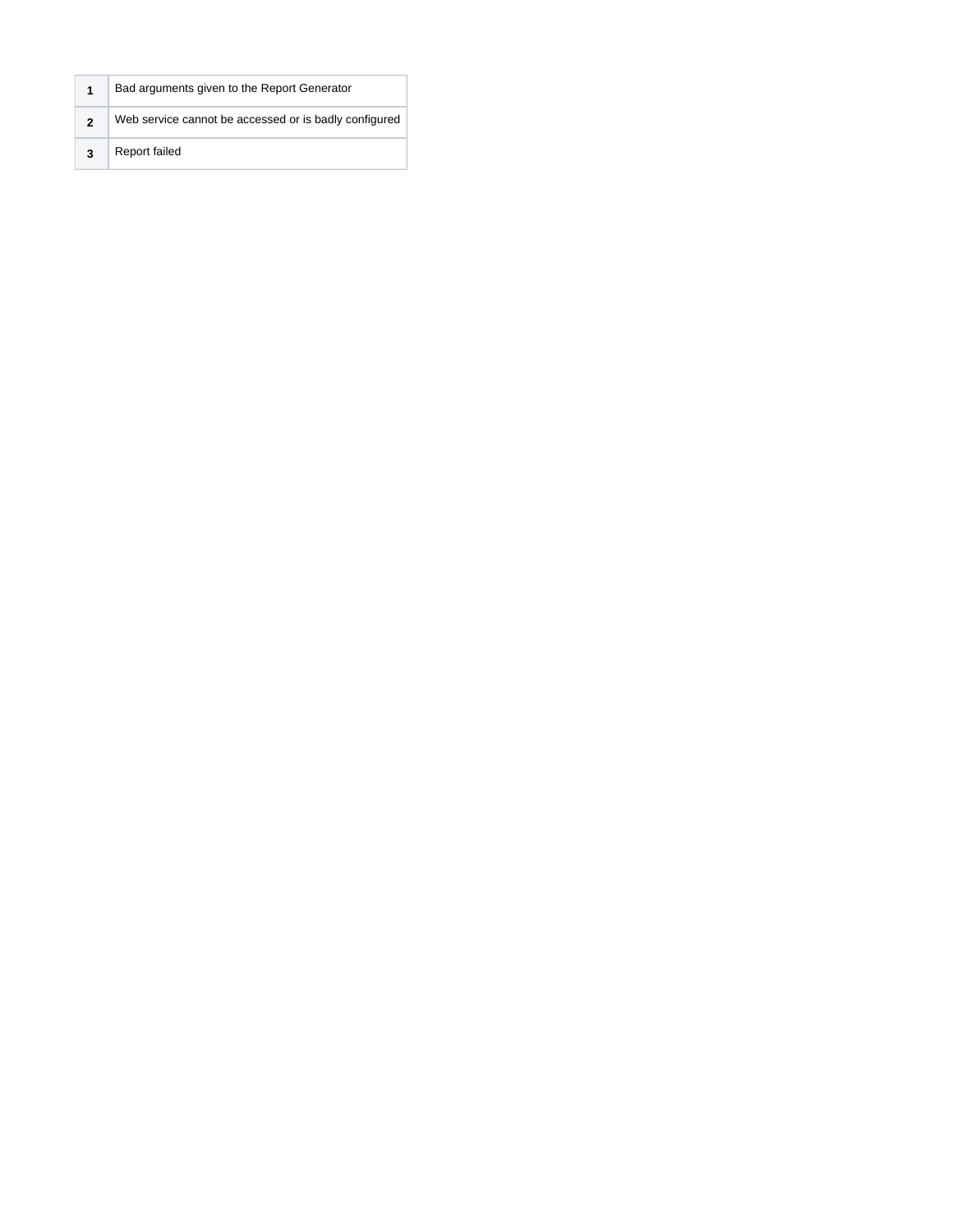| | |
|---|---|
| **1** | Bad arguments given to the Report Generator |
| **2** | Web service cannot be accessed or is badly configured |
| **3** | Report failed |